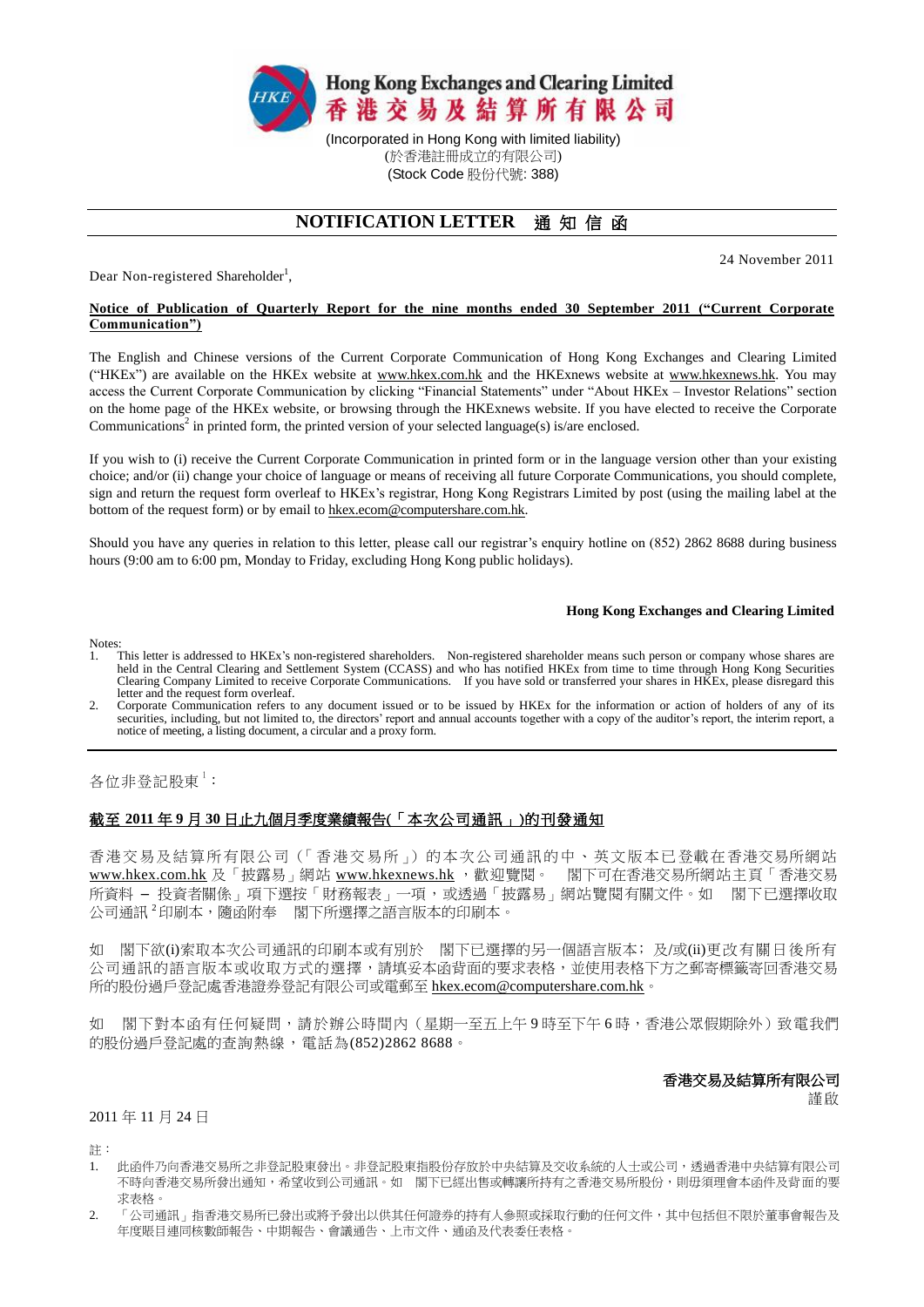**Hong Kong Exchanges and Clearing Limited**
**香港交易及結算所有限公司**

(Incorporated in Hong Kong with limited liability)
(於香港註冊成立的有限公司)
(Stock Code 股份代號: 388)

# NOTIFICATION LETTER 通知信函

24 November 2011

Dear Non-registered Shareholder[1],

**Notice of Publication of Quarterly Report for the nine months ended 30 September 2011 ("Current Corporate Communication")**

The English and Chinese versions of the Current Corporate Communication of Hong Kong Exchanges and Clearing Limited ("HKEx") are available on the HKEx website at www.hkex.com.hk and the HKExnews website at www.hkexnews.hk. You may access the Current Corporate Communication by clicking "Financial Statements" under "About HKEx – Investor Relations" section on the home page of the HKEx website, or browsing through the HKExnews website. If you have elected to receive the Corporate Communications[2] in printed form, the printed version of your selected language(s) is/are enclosed.

If you wish to (i) receive the Current Corporate Communication in printed form or in the language version other than your existing choice; and/or (ii) change your choice of language or means of receiving all future Corporate Communications, you should complete, sign and return the request form overleaf to HKEx's registrar, Hong Kong Registrars Limited by post (using the mailing label at the bottom of the request form) or by email to hkex.ecom@computershare.com.hk.

Should you have any queries in relation to this letter, please call our registrar's enquiry hotline on (852) 2862 8688 during business hours (9:00 am to 6:00 pm, Monday to Friday, excluding Hong Kong public holidays).

**Hong Kong Exchanges and Clearing Limited**

Notes:

1. This letter is addressed to HKEx's non-registered shareholders. Non-registered shareholder means such person or company whose shares are held in the Central Clearing and Settlement System (CCASS) and who has notified HKEx from time to time through Hong Kong Securities Clearing Company Limited to receive Corporate Communications. If you have sold or transferred your shares in HKEx, please disregard this letter and the request form overleaf.
2. Corporate Communication refers to any document issued or to be issued by HKEx for the information or action of holders of any of its securities, including, but not limited to, the directors' report and annual accounts together with a copy of the auditor's report, the interim report, a notice of meeting, a listing document, a circular and a proxy form.

---

各位非登記股東[1]：

**截至 2011 年 9 月 30 日止九個月季度業績報告(「本次公司通訊」)的刊發通知**

香港交易及結算所有限公司（「香港交易所」）的本次公司通訊的中、英文版本已登載在香港交易所網站 www.hkex.com.hk 及「披露易」網站 www.hkexnews.hk ，歡迎覽閱。 閣下可在香港交易所網站主頁「香港交易所資料 – 投資者關係」項下選按「財務報表」一項，或透過「披露易」網站覽閱有關文件。如 閣下已選擇收取公司通訊[2]印刷本，隨函附奉 閣下所選擇之語言版本的印刷本。

如 閣下欲(i)索取本次公司通訊的印刷本或有別於 閣下已選擇的另一個語言版本；及/或(ii)更改有關日後所有公司通訊的語言版本或收取方式的選擇，請填妥本函背面的要求表格，並使用表格下方之郵寄標籤寄回香港交易所的股份過戶登記處香港證券登記有限公司或電郵至 hkex.ecom@computershare.com.hk。

如 閣下對本函有任何疑問，請於辦公時間內（星期一至五上午 9 時至下午 6 時，香港公眾假期除外）致電我們的股份過戶登記處的查詢熱線，電話為(852)2862 8688。

**香港交易及結算所有限公司**
謹啟

2011 年 11 月 24 日

註：

1. 此函件乃向香港交易所之非登記股東發出。非登記股東指股份存放於中央結算及交收系統的人士或公司，透過香港中央結算有限公司不時向香港交易所發出通知，希望收到公司通訊。如 閣下已經出售或轉讓所持有之香港交易所股份，則毋須理會本函件及背面的要求表格。
2. 「公司通訊」指香港交易所已發出或將予發出以供其任何證券的持有人參照或採取行動的任何文件，其中包括但不限於董事會報告及年度賬目連同核數師報告、中期報告、會議通告、上市文件、通函及代表委任表格。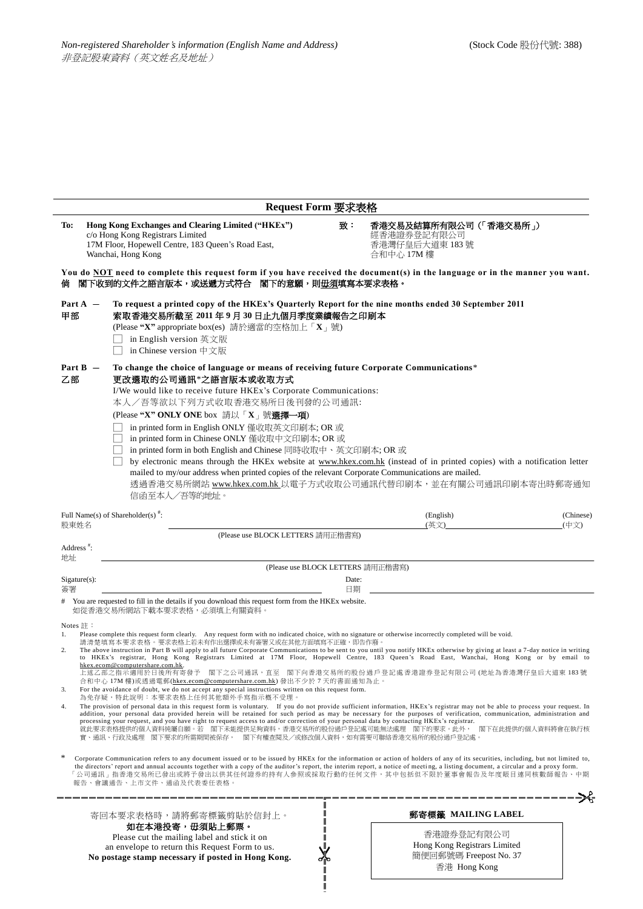*Non-registered Shareholder's information (English Name and Address)* (Stock Code 股份代號: 388)
*非登記股東資料（英文姓名及地址）*

## Request Form 要求表格

**To:** **Hong Kong Exchanges and Clearing Limited ("HKEx")**
c/o Hong Kong Registrars Limited
17M Floor, Hopewell Centre, 183 Queen's Road East,
Wanchai, Hong Kong

**致：** **香港交易及結算所有限公司（「香港交易所」）**
經香港證券登記有限公司
香港灣仔皇后大道東 183 號
合和中心 17M 樓

**You do NOT need to complete this request form if you have received the document(s) in the language or in the manner you want.**
**倘 閣下收到的文件之語言版本，或送遞方式符合 閣下的意願，則毋須填寫本要求表格。**

**Part A — To request a printed copy of the HKEx's Quarterly Report for the nine months ended 30 September 2011**
**甲部 索取香港交易所截至 2011 年 9 月 30 日止九個月季度業績報告之印刷本**

(Please **"X"** appropriate box(es) 請於適當的空格加上「**X**」號)

- ☐ in English version 英文版
- ☐ in Chinese version 中文版

**Part B — To change the choice of language or means of receiving future Corporate Communications\***
**乙部 更改選取的公司通訊\*之語言版本或收取方式**

I/We would like to receive future HKEx's Corporate Communications:
本人／吾等欲以下列方式收取香港交易所日後刊發的公司通訊:

(Please **"X" ONLY ONE** box 請以「**X**」號**選擇一項**)

- ☐ in printed form in English ONLY 僅收取英文印刷本; OR 或
- ☐ in printed form in Chinese ONLY 僅收取中文印刷本; OR 或
- ☐ in printed form in both English and Chinese 同時收取中、英文印刷本; OR 或
- ☐ by electronic means through the HKEx website at www.hkex.com.hk (instead of in printed copies) with a notification letter mailed to my/our address when printed copies of the relevant Corporate Communications are mailed.
透過香港交易所網站 www.hkex.com.hk 以電子方式收取公司通訊代替印刷本，並在有關公司通訊印刷本寄出時郵寄通知信函至本人／吾等的地址。

Full Name(s) of Shareholder(s) [#]:
股東姓名 ______________________ (English)(英文) ______________________ (Chinese)(中文)
(Please use BLOCK LETTERS 請用正楷書寫)

Address [#]:
地址 ______________________
(Please use BLOCK LETTERS 請用正楷書寫)

Sigature(s):
簽署 ______________________ Date: 日期 ______________________

\# You are requested to fill in the details if you download this request form from the HKEx website.
如從香港交易所網站下載本要求表格，必須填上有關資料。

Notes 註：

1. Please complete this request form clearly. Any request form with no indicated choice, with no signature or otherwise incorrectly completed will be void.
請清楚填寫本要求表格。要求表格上若未有作出選擇或未有簽署又或在其他方面填寫不正確，即告作廢。
2. The above instruction in Part B will apply to all future Corporate Communications to be sent to you until you notify HKEx otherwise by giving at least a 7-day notice in writing to HKEx's registrar, Hong Kong Registrars Limited at 17M Floor, Hopewell Centre, 183 Queen's Road East, Wanchai, Hong Kong or by email to hkex.ecom@computershare.com.hk.
上述乙部之指示適用於日後所有寄發予 閣下之公司通訊，直至 閣下向香港交易所的股份過戶登記處香港證券登記有限公司 (地址為香港灣仔皇后大道東 183 號合和中心 17M 樓)或透過電郵(hkex.ecom@computershare.com.hk) 發出不少於 7 天的書面通知為止。
3. For the avoidance of doubt, we do not accept any special instructions written on this request form.
為免存疑，特此說明：本要求表格上任何其他額外手寫指示概不受理。
4. The provision of personal data in this request form is voluntary. If you do not provide sufficient information, HKEx's registrar may not be able to process your request. In addition, your personal data provided herein will be retained for such period as may be necessary for the purposes of verification, communication, administration and processing your request, and you have right to request access to and/or correction of your personal data by contacting HKEx's registrar.
就此要求表格提供的個人資料純屬自願。若 閣下未能提供足夠資料，香港交易所的股份過戶登記處可能無法處理 閣下的要求。此外， 閣下在此提供的個人資料將會在執行核實、通訊、行政及處理 閣下要求的所需期間被保存， 閣下有權查閱及／或修改個人資料，如有需要可聯絡香港交易所的股份過戶登記處。

\* Corporate Communication refers to any document issued or to be issued by HKEx for the information or action of holders of any of its securities, including, but not limited to, the directors' report and annual accounts together with a copy of the auditor's report, the interim report, a notice of meeting, a listing document, a circular and a proxy form.
「公司通訊」指香港交易所已發出或將予發出以供其任何證券的持有人參照或採取行動的任何文件，其中包括但不限於董事會報告及年度賬目連同核數師報告、中期報告、會議通告、上市文件、通函及代表委任表格。

---

寄回本要求表格時，請將郵寄標籤剪貼於信封上。
**如在本港投寄，毋須貼上郵票。**
Please cut the mailing label and stick it on an envelope to return this Request Form to us.
**No postage stamp necessary if posted in Hong Kong.**

**郵寄標籤 MAILING LABEL**

香港證券登記有限公司
Hong Kong Registrars Limited
簡便回郵號碼 Freepost No. 37
香港 Hong Kong